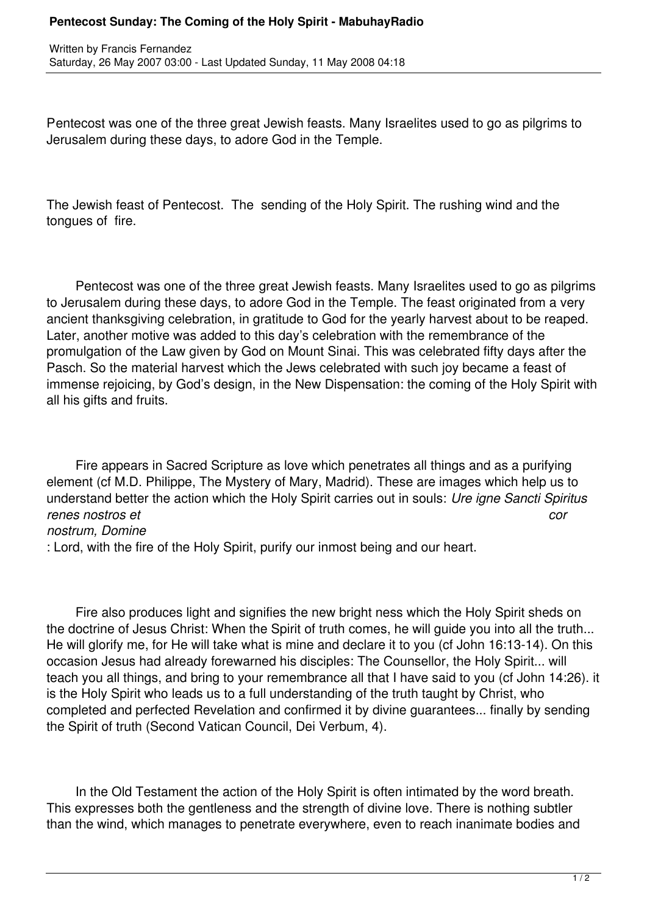# Pentecost Sunday: The Coming of the Holy Spirit - MabuhayRadio

Written by Francis Fernandez
Saturday, 26 May 2007 03:00 - Last Updated Sunday, 11 May 2008 04:18

Pentecost was one of the three great Jewish feasts. Many Israelites used to go as pilgrims to Jerusalem during these days, to adore God in the Temple.

The Jewish feast of Pentecost. The sending of the Holy Spirit. The rushing wind and the tongues of fire.

Pentecost was one of the three great Jewish feasts. Many Israelites used to go as pilgrims to Jerusalem during these days, to adore God in the Temple. The feast originated from a very ancient thanksgiving celebration, in gratitude to God for the yearly harvest about to be reaped. Later, another motive was added to this day's celebration with the remembrance of the promulgation of the Law given by God on Mount Sinai. This was celebrated fifty days after the Pasch. So the material harvest which the Jews celebrated with such joy became a feast of immense rejoicing, by God's design, in the New Dispensation: the coming of the Holy Spirit with all his gifts and fruits.

Fire appears in Sacred Scripture as love which penetrates all things and as a purifying element (cf M.D. Philippe, The Mystery of Mary, Madrid). These are images which help us to understand better the action which the Holy Spirit carries out in souls: *Ure igne Sancti Spiritus renes nostros et cor nostrum, Domine*: Lord, with the fire of the Holy Spirit, purify our inmost being and our heart.

Fire also produces light and signifies the new bright ness which the Holy Spirit sheds on the doctrine of Jesus Christ: When the Spirit of truth comes, he will guide you into all the truth... He will glorify me, for He will take what is mine and declare it to you (cf John 16:13-14). On this occasion Jesus had already forewarned his disciples: The Counsellor, the Holy Spirit... will teach you all things, and bring to your remembrance all that I have said to you (cf John 14:26). it is the Holy Spirit who leads us to a full understanding of the truth taught by Christ, who completed and perfected Revelation and confirmed it by divine guarantees... finally by sending the Spirit of truth (Second Vatican Council, Dei Verbum, 4).

In the Old Testament the action of the Holy Spirit is often intimated by the word breath. This expresses both the gentleness and the strength of divine love. There is nothing subtler than the wind, which manages to penetrate everywhere, even to reach inanimate bodies and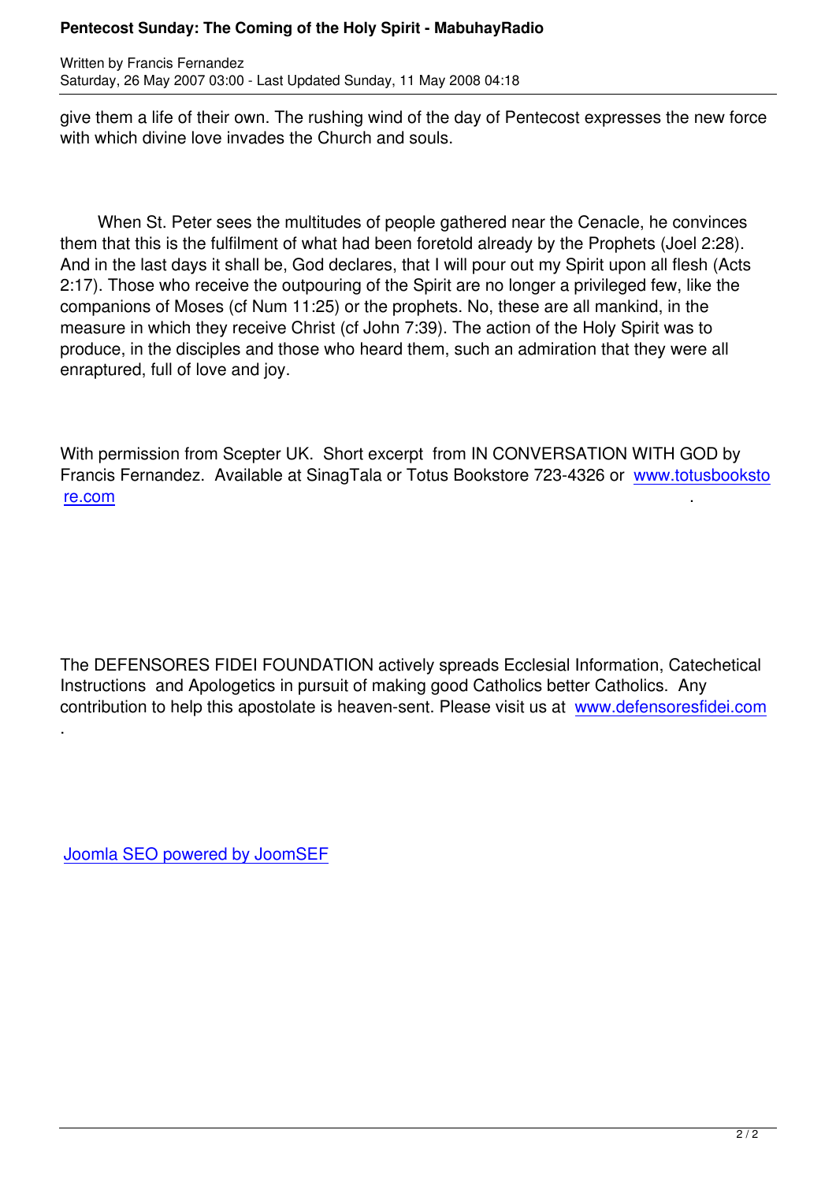give them a life of their own. The rushing wind of the day of Pentecost expresses the new force with which divine love invades the Church and souls.

When St. Peter sees the multitudes of people gathered near the Cenacle, he convinces them that this is the fulfilment of what had been foretold already by the Prophets (Joel 2:28). And in the last days it shall be, God declares, that I will pour out my Spirit upon all flesh (Acts 2:17). Those who receive the outpouring of the Spirit are no longer a privileged few, like the companions of Moses (cf Num 11:25) or the prophets. No, these are all mankind, in the measure in which they receive Christ (cf John 7:39). The action of the Holy Spirit was to produce, in the disciples and those who heard them, such an admiration that they were all enraptured, full of love and joy.

With permission from Scepter UK. Short excerpt from IN CONVERSATION WITH GOD by Francis Fernandez. Available at SinagTala or Totus Bookstore 723-4326 or www.totusbookstore.com .

The DEFENSORES FIDEI FOUNDATION actively spreads Ecclesial Information, Catechetical Instructions and Apologetics in pursuit of making good Catholics better Catholics. Any contribution to help this apostolate is heaven-sent. Please visit us at www.defensoresfidei.com .

Joomla SEO powered by JoomSEF